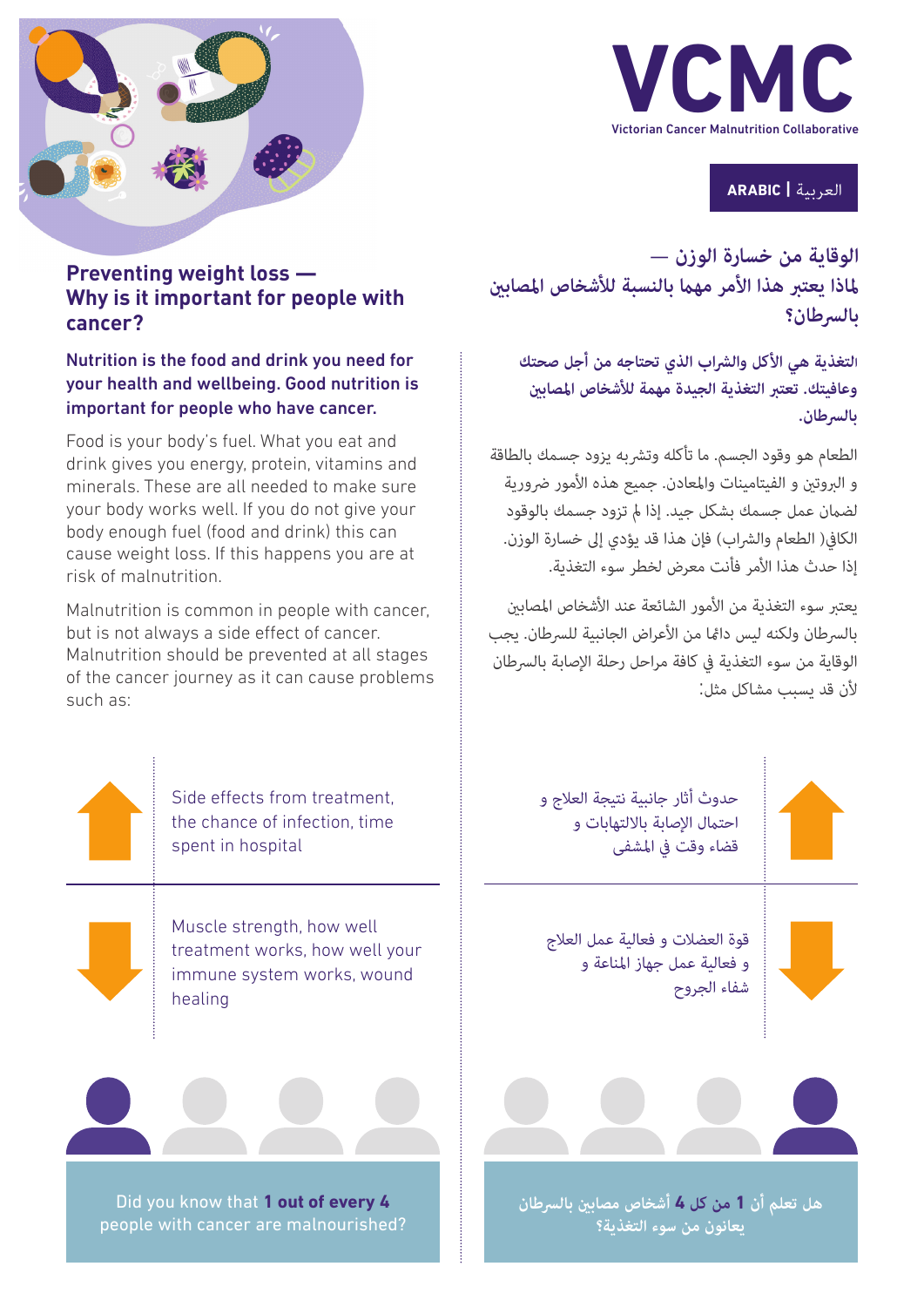**VCMC**

Victorian Cancer Malnutrition Collaborative

**ARABIC | العربية**

## Preventing weight loss — Why is it important for people with cancer?

**Nutrition is the food and drink you need for your health and wellbeing. Good nutrition is important for people who have cancer.**

Food is your body's fuel. What you eat and drink gives you energy, protein, vitamins and minerals. These are all needed to make sure your body works well. If you do not give your body enough fuel (food and drink) this can cause weight loss. If this happens you are at risk of malnutrition.

Malnutrition is common in people with cancer, but is not always a side effect of cancer. Malnutrition should be prevented at all stages of the cancer journey as it can cause problems such as:

- ↑ Side effects from treatment, the chance of infection, time spent in hospital
- ↓ Muscle strength, how well treatment works, how well your immune system works, wound healing

Did you know that **1 out of every 4** people with cancer are malnourished?

## الوقاية من خسارة الوزن — لماذا يعتبر هذا الأمر مهما بالنسبة للأشخاص المصابين بالسرطان؟

**التغذية هي الأكل والشراب الذي تحتاجه من أجل صحتك وعافيتك. تعتبر التغذية الجيدة مهمة للأشخاص المصابين بالسرطان.**

الطعام هو وقود الجسم. ما تأكله وتشربه يزود جسمك بالطاقة و البروتين و الفيتامينات والمعادن. جميع هذه الأمور ضرورية لضمان عمل جسمك بشكل جيد. إذا لم تزود جسمك بالوقود الكافي( الطعام والشراب) فإن هذا قد يؤدي إلى خسارة الوزن. إذا حدث هذا الأمر فأنت معرض لخطر سوء التغذية.

يعتبر سوء التغذية من الأمور الشائعة عند الأشخاص المصابين بالسرطان ولكنه ليس دائما من الأعراض الجانبية للسرطان. يجب الوقاية من سوء التغذية في كافة مراحل رحلة الإصابة بالسرطان لأن قد يسبب مشاكل مثل:

- ↑ حدوث أثار جانبية نتيجة العلاج و احتمال الإصابة بالالتهابات و قضاء وقت في المشفى
- ↓ قوة العضلات و فعالية عمل العلاج و فعالية عمل جهاز المناعة و شفاء الجروح

هل تعلم أن **1** من كل **4** أشخاص مصابين بالسرطان يعانون من سوء التغذية؟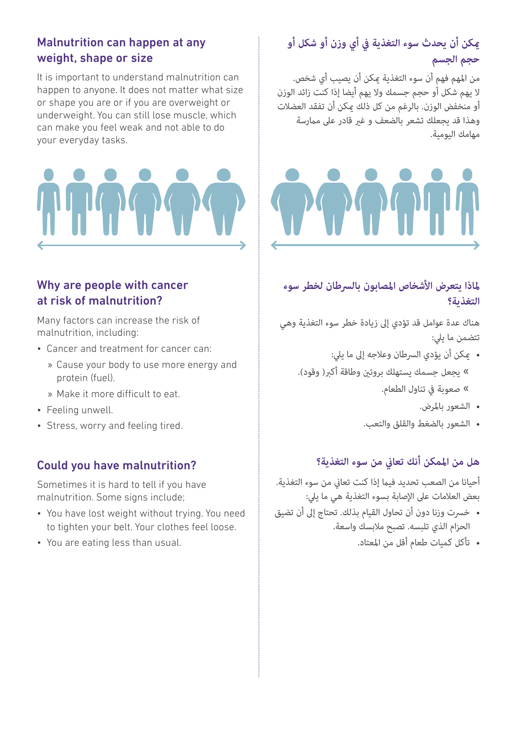## Malnutrition can happen at any weight, shape or size

It is important to understand malnutrition can happen to anyone. It does not matter what size or shape you are or if you are overweight or underweight. You can still lose muscle, which can make you feel weak and not able to do your everyday tasks.

## Why are people with cancer at risk of malnutrition?

Many factors can increase the risk of malnutrition, including:

- Cancer and treatment for cancer can:
  - » Cause your body to use more energy and protein (fuel).
  - » Make it more difficult to eat.
- Feeling unwell.
- Stress, worry and feeling tired.

## Could you have malnutrition?

Sometimes it is hard to tell if you have malnutrition. Some signs include;

- You have lost weight without trying. You need to tighten your belt. Your clothes feel loose.
- You are eating less than usual.

## يمكن أن يحدث سوء التغذية في أي وزن أو شكل أو حجم الجسم

من المهم فهم أن سوء التغذية يمكن أن يصيب أي شخص. لا يهم شكل أو حجم جسمك ولا يهم أيضا إذا كنت زائد الوزن أو منخفض الوزن. بالرغم من كل ذلك يمكن أن تفقد العضلات وهذا قد يجعلك تشعر بالضعف و غير قادر على ممارسة مهامك اليومية.

## لماذا يتعرض الأشخاص المصابون بالسرطان لخطر سوء التغذية؟

هناك عدة عوامل قد تؤدي إلى زيادة خطر سوء التغذية وهي تتضمن ما يلي:

- يمكن أن يؤدي السرطان وعلاجه إلى ما يلي:
  - » يجعل جسمك يستهلك بروتين وطاقة أكبر( وقود).
  - » صعوبة في تناول الطعام.
- الشعور بالمرض.
- الشعور بالضغط والقلق والتعب.

## هل من الممكن أنك تعاني من سوء التغذية؟

أحيانا من الصعب تحديد فيما إذا كنت تعاني من سوء التغذية. بعض العلامات على الإصابة بسوء التغذية هي ما يلي:

- خسرت وزنا دون أن تحاول القيام بذلك. تحتاج إلى أن تضيق الحزام الذي تلبسه. تصبح ملابسك واسعة.
- تأكل كميات طعام أقل من المعتاد.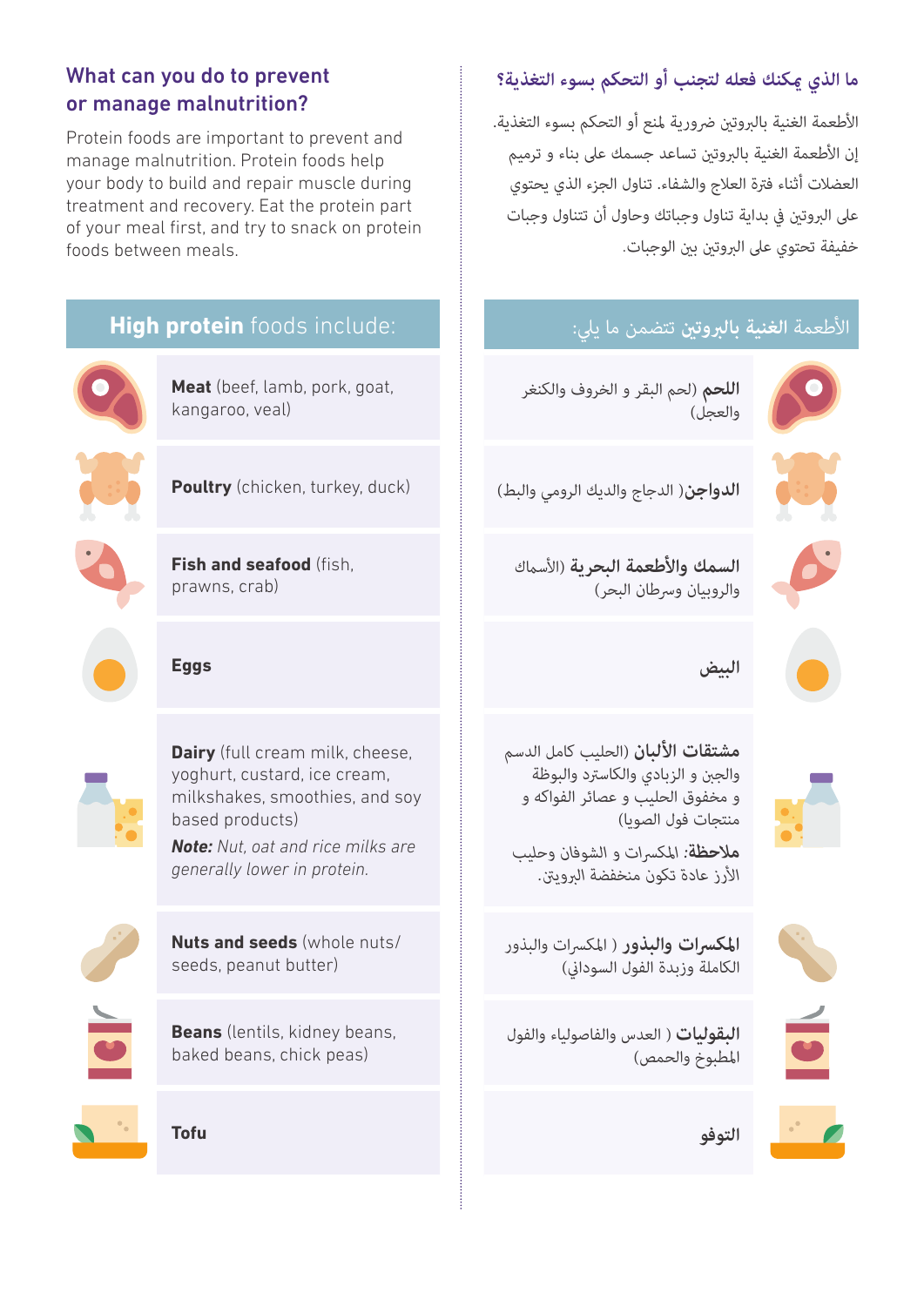## What can you do to prevent or manage malnutrition?

Protein foods are important to prevent and manage malnutrition. Protein foods help your body to build and repair muscle during treatment and recovery. Eat the protein part of your meal first, and try to snack on protein foods between meals.

### **High protein** foods include:

- **Meat** (beef, lamb, pork, goat, kangaroo, veal)
- **Poultry** (chicken, turkey, duck)
- **Fish and seafood** (fish, prawns, crab)
- **Eggs**
- **Dairy** (full cream milk, cheese, yoghurt, custard, ice cream, milkshakes, smoothies, and soy based products)

  ***Note:*** *Nut, oat and rice milks are generally lower in protein.*
- **Nuts and seeds** (whole nuts/seeds, peanut butter)
- **Beans** (lentils, kidney beans, baked beans, chick peas)
- **Tofu**

## ما الذي يمكنك فعله لتجنب أو التحكم بسوء التغذية؟

الأطعمة الغنية بالبروتين ضرورية لمنع أو التحكم بسوء التغذية. إن الأطعمة الغنية بالبروتين تساعد جسمك على بناء و ترميم العضلات أثناء فترة العلاج والشفاء. تناول الجزء الذي يحتوي على البروتين في بداية تناول وجباتك وحاول أن تتناول وجبات خفيفة تحتوي على البروتين بين الوجبات.

### الأطعمة **الغنية بالبروتين** تتضمن ما يلي:

- **اللحم** (لحم البقر و الخروف والكنغر والعجل)
- **الدواجن**( الدجاج والديك الرومي والبط)
- **السمك والأطعمة البحرية** (الأسماك والروبيان وسرطان البحر)
- **البيض**
- **مشتقات الألبان** (الحليب كامل الدسم والجبن و الزبادي والكاسترد والبوظة و مخفوق الحليب و عصائر الفواكه و منتجات فول الصويا)

  **ملاحظة**: المكسرات و الشوفان وحليب الأرز عادة تكون منخفضة البروتين.
- **المكسرات والبذور** ( المكسرات والبذور الكاملة وزبدة الفول السوداني)
- **البقوليات** ( العدس والفاصولياء والفول المطبوخ والحمص)
- **التوفو**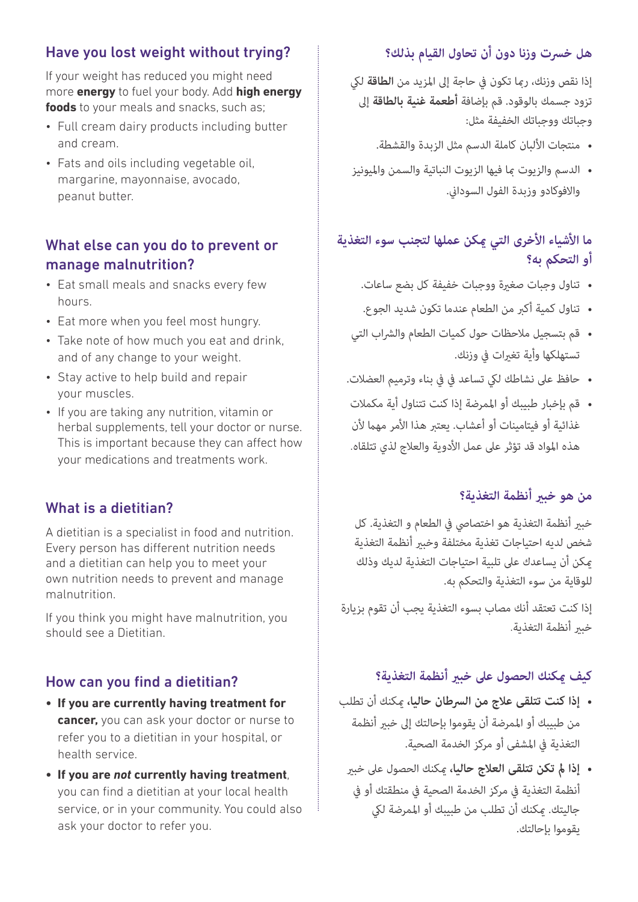## Have you lost weight without trying?

If your weight has reduced you might need more **energy** to fuel your body. Add **high energy foods** to your meals and snacks, such as;

- Full cream dairy products including butter and cream.
- Fats and oils including vegetable oil, margarine, mayonnaise, avocado, peanut butter.

## What else can you do to prevent or manage malnutrition?

- Eat small meals and snacks every few hours.
- Eat more when you feel most hungry.
- Take note of how much you eat and drink, and of any change to your weight.
- Stay active to help build and repair your muscles.
- If you are taking any nutrition, vitamin or herbal supplements, tell your doctor or nurse. This is important because they can affect how your medications and treatments work.

## What is a dietitian?

A dietitian is a specialist in food and nutrition. Every person has different nutrition needs and a dietitian can help you to meet your own nutrition needs to prevent and manage malnutrition.

If you think you might have malnutrition, you should see a Dietitian.

## How can you find a dietitian?

- **If you are currently having treatment for cancer,** you can ask your doctor or nurse to refer you to a dietitian in your hospital, or health service.
- **If you are *not* currently having treatment**, you can find a dietitian at your local health service, or in your community. You could also ask your doctor to refer you.

## هل خسرت وزنا دون أن تحاول القيام بذلك؟

إذا نقص وزنك، ربما تكون في حاجة إلى المزيد من **الطاقة** لكي تزود جسمك بالوقود. قم بإضافة **أطعمة غنية بالطاقة** إلى وجباتك ووجباتك الخفيفة مثل:

- منتجات الألبان كاملة الدسم مثل الزبدة والقشطة.
- الدسم والزيوت بما فيها الزيوت النباتية والسمن والميونيز والافوكادو وزبدة الفول السوداني.

## ما الأشياء الأخرى التي يمكن عملها لتجنب سوء التغذية أو التحكم به؟

- تناول وجبات صغيرة ووجبات خفيفة كل بضع ساعات.
- تناول كمية أكبر من الطعام عندما تكون شديد الجوع.
- قم بتسجيل ملاحظات حول كميات الطعام والشراب التي تستهلكها وأية تغيرات في وزنك.
- حافظ على نشاطك لكي تساعد في بناء وترميم العضلات.
- قم بإخبار طبيبك أو الممرضة إذا كنت تتناول أية مكملات غذائية أو فيتامينات أو أعشاب. يعتبر هذا الأمر مهما لأن هذه المواد قد تؤثر على عمل الأدوية والعلاج لذي تتلقاه.

## من هو خبير أنظمة التغذية؟

خبير أنظمة التغذية هو اختصاصي في الطعام و التغذية. كل شخص لديه احتياجات تغذية مختلفة وخبير أنظمة التغذية يمكن أن يساعدك على تلبية احتياجات التغذية لديك وذلك للوقاية من سوء التغذية والتحكم به.

إذا كنت تعتقد أنك مصاب بسوء التغذية يجب أن تقوم بزيارة خبير أنظمة التغذية.

## كيف يمكنك الحصول على خبير أنظمة التغذية؟

- **إذا كنت تتلقى علاج من السرطان حاليا،** يمكنك أن تطلب من طبيبك أو الممرضة أن يقوموا بإحالتك إلى خبير أنظمة التغذية في المشفى أو مركز الخدمة الصحية.
- **إذا لم تكن تتلقى العلاج حاليا،** يمكنك الحصول على خبير أنظمة التغذية في مركز الخدمة الصحية في منطقتك أو في جاليتك. يمكنك أن تطلب من طبيبك أو الممرضة لكي يقوموا بإحالتك.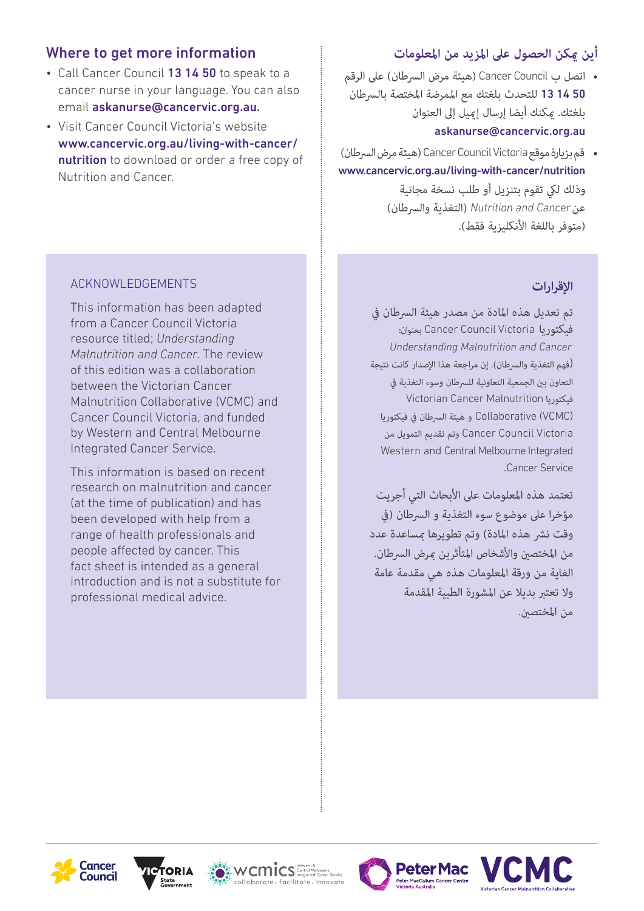## Where to get more information

- Call Cancer Council **13 14 50** to speak to a cancer nurse in your language. You can also email **askanurse@cancervic.org.au.**
- Visit Cancer Council Victoria's website **www.cancervic.org.au/living-with-cancer/nutrition** to download or order a free copy of Nutrition and Cancer.

## أين يمكن الحصول على المزيد من المعلومات

- اتصل ب Cancer Council (هيئة مرض السرطان) على الرقم **13 14 50** للتحدث بلغتك مع الممرضة المختصة بالسرطان بلغتك. يمكنك أيضا إرسال إيميل إلى العنوان **askanurse@cancervic.org.au**
- قم بزيارة موقع Cancer Council Victoria (هيئة مرض السرطان) **www.cancervic.org.au/living-with-cancer/nutrition** وذلك لكي تقوم بتنزيل أو طلب نسخة مجانية عن *Nutrition and Cancer* (التغذية والسرطان) (متوفر باللغة الأنكليزية فقط).

### ACKNOWLEDGEMENTS

This information has been adapted from a Cancer Council Victoria resource titled; *Understanding Malnutrition and Cancer*. The review of this edition was a collaboration between the Victorian Cancer Malnutrition Collaborative (VCMC) and Cancer Council Victoria, and funded by Western and Central Melbourne Integrated Cancer Service.

This information is based on recent research on malnutrition and cancer (at the time of publication) and has been developed with help from a range of health professionals and people affected by cancer. This fact sheet is intended as a general introduction and is not a substitute for professional medical advice.

### الإقرارات

تم تعديل هذه المادة من مصدر هيئة السرطان في فيكتوريا Cancer Council Victoria بعنوان: *Understanding Malnutrition and Cancer* (فهم التغذية والسرطان). إن مراجعة هذا الإصدار كانت نتيجة التعاون بين الجمعية التعاونية للسرطان وسوء التغذية في فيكتوريا Victorian Cancer Malnutrition Collaborative (VCMC) و هيئة السرطان في فيكتوريا Cancer Council Victoria وتم تقديم التمويل من Western and Central Melbourne Integrated Cancer Service.

تعتمد هذه المعلومات على الأبحاث التي أجريت مؤخرا على موضوع سوء التغذية و السرطان (في وقت نشر هذه المادة) وتم تطويرها بمساعدة عدد من المختصين والأشخاص المتأثرين بمرض السرطان. الغاية من ورقة المعلومات هذه هي مقدمة عامة ولا تعتبر بديلا عن المشورة الطبية المقدمة من المختصين.

Cancer Council | Victoria State Government | wcmics Western & Central Melbourne Integrated Cancer Service collaborate · facilitate · innovate | Peter Mac Peter MacCallum Cancer Centre Victoria Australia | VCMC Victorian Cancer Malnutrition Collaborative